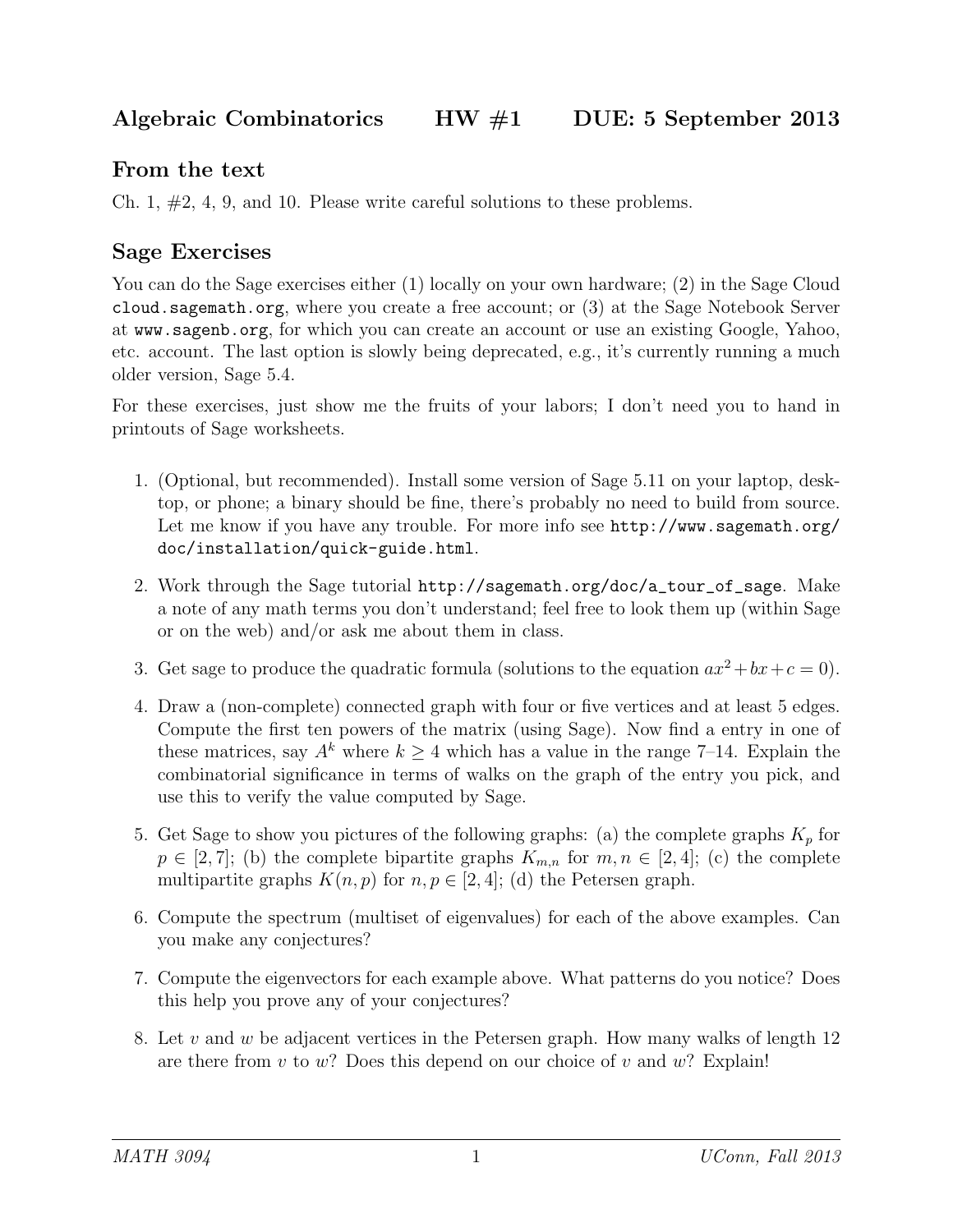# Algebraic Combinatorics HW #1 DUE: 5 September 2013

## From the text

Ch. 1, #2, 4, 9, and 10. Please write careful solutions to these problems.

## Sage Exercises

You can do the Sage exercises either (1) locally on your own hardware; (2) in the Sage Cloud `cloud.sagemath.org`, where you create a free account; or (3) at the Sage Notebook Server at `www.sagenb.org`, for which you can create an account or use an existing Google, Yahoo, etc. account. The last option is slowly being deprecated, e.g., it's currently running a much older version, Sage 5.4.

For these exercises, just show me the fruits of your labors; I don't need you to hand in printouts of Sage worksheets.

1. (Optional, but recommended). Install some version of Sage 5.11 on your laptop, desktop, or phone; a binary should be fine, there's probably no need to build from source. Let me know if you have any trouble. For more info see `http://www.sagemath.org/doc/installation/quick-guide.html`.
2. Work through the Sage tutorial `http://sagemath.org/doc/a_tour_of_sage`. Make a note of any math terms you don't understand; feel free to look them up (within Sage or on the web) and/or ask me about them in class.
3. Get sage to produce the quadratic formula (solutions to the equation $ax^2+bx+c=0$).
4. Draw a (non-complete) connected graph with four or five vertices and at least 5 edges. Compute the first ten powers of the matrix (using Sage). Now find a entry in one of these matrices, say $A^k$ where $k \geq 4$ which has a value in the range 7–14. Explain the combinatorial significance in terms of walks on the graph of the entry you pick, and use this to verify the value computed by Sage.
5. Get Sage to show you pictures of the following graphs: (a) the complete graphs $K_p$ for $p \in [2, 7]$; (b) the complete bipartite graphs $K_{m,n}$ for $m, n \in [2, 4]$; (c) the complete multipartite graphs $K(n, p)$ for $n, p \in [2, 4]$; (d) the Petersen graph.
6. Compute the spectrum (multiset of eigenvalues) for each of the above examples. Can you make any conjectures?
7. Compute the eigenvectors for each example above. What patterns do you notice? Does this help you prove any of your conjectures?
8. Let $v$ and $w$ be adjacent vertices in the Petersen graph. How many walks of length 12 are there from $v$ to $w$? Does this depend on our choice of $v$ and $w$? Explain!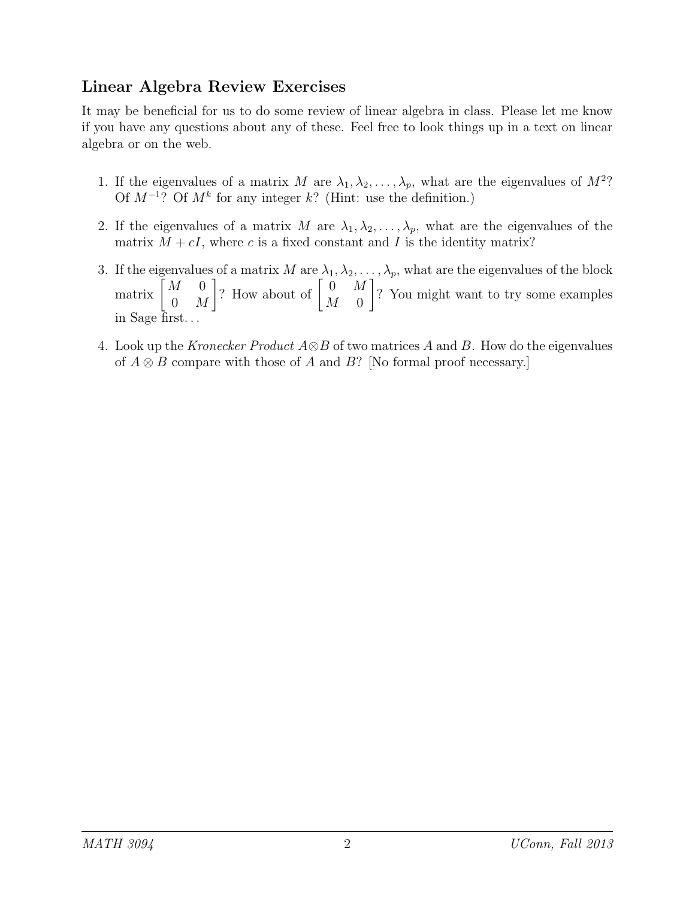## Linear Algebra Review Exercises

It may be beneficial for us to do some review of linear algebra in class. Please let me know if you have any questions about any of these. Feel free to look things up in a text on linear algebra or on the web.

1. If the eigenvalues of a matrix $M$ are $\lambda_1, \lambda_2, \ldots, \lambda_p$, what are the eigenvalues of $M^2$? Of $M^{-1}$? Of $M^k$ for any integer $k$? (Hint: use the definition.)

2. If the eigenvalues of a matrix $M$ are $\lambda_1, \lambda_2, \ldots, \lambda_p$, what are the eigenvalues of the matrix $M + cI$, where $c$ is a fixed constant and $I$ is the identity matrix?

3. If the eigenvalues of a matrix $M$ are $\lambda_1, \lambda_2, \ldots, \lambda_p$, what are the eigenvalues of the block matrix $\begin{bmatrix} M & 0 \\ 0 & M \end{bmatrix}$? How about of $\begin{bmatrix} 0 & M \\ M & 0 \end{bmatrix}$? You might want to try some examples in Sage first...

4. Look up the *Kronecker Product* $A \otimes B$ of two matrices $A$ and $B$. How do the eigenvalues of $A \otimes B$ compare with those of $A$ and $B$? [No formal proof necessary.]